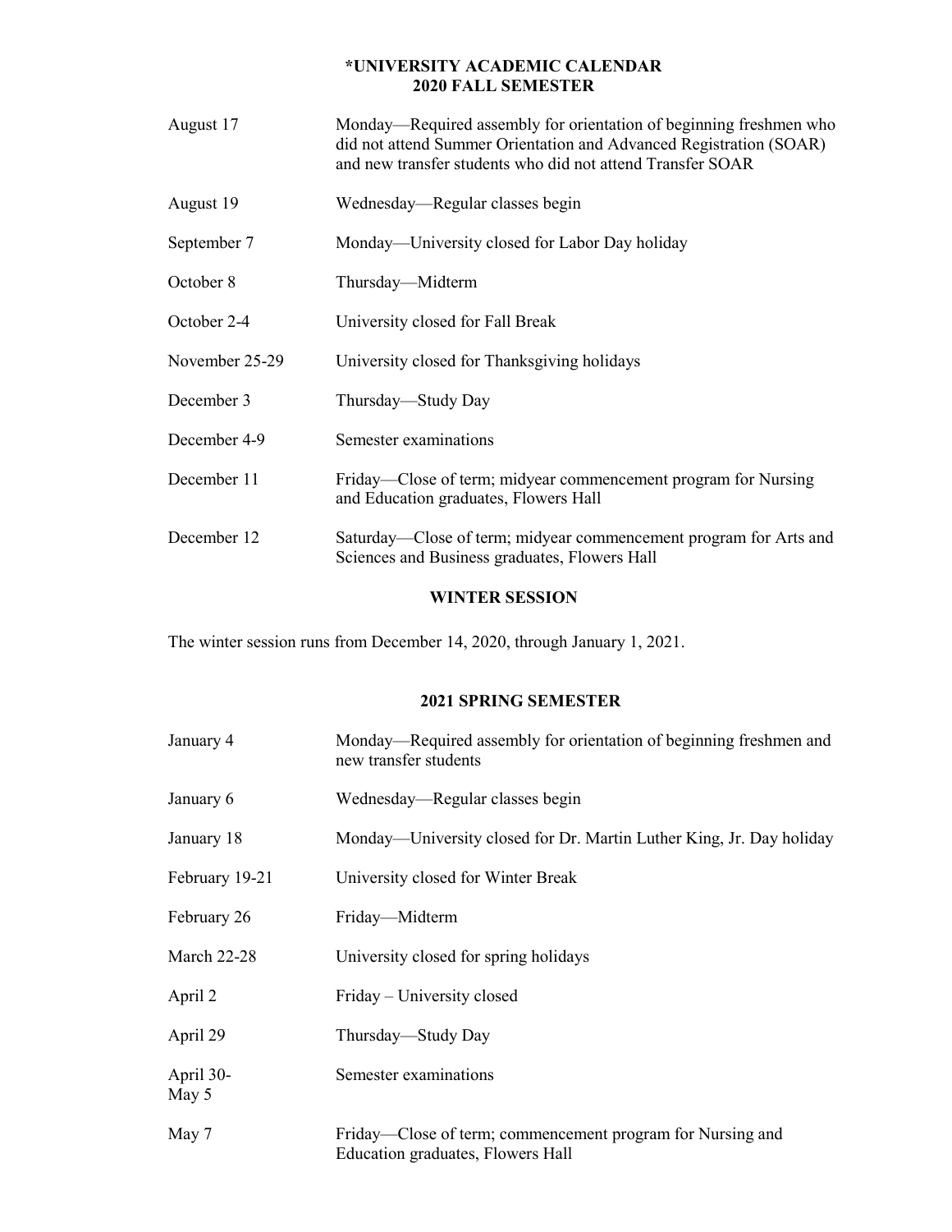# *UNIVERSITY ACADEMIC CALENDAR
## 2020 FALL SEMESTER

| | |
|---|---|
| August 17 | Monday—Required assembly for orientation of beginning freshmen who did not attend Summer Orientation and Advanced Registration (SOAR) and new transfer students who did not attend Transfer SOAR |
| August 19 | Wednesday—Regular classes begin |
| September 7 | Monday—University closed for Labor Day holiday |
| October 8 | Thursday—Midterm |
| October 2-4 | University closed for Fall Break |
| November 25-29 | University closed for Thanksgiving holidays |
| December 3 | Thursday—Study Day |
| December 4-9 | Semester examinations |
| December 11 | Friday—Close of term; midyear commencement program for Nursing and Education graduates, Flowers Hall |
| December 12 | Saturday—Close of term; midyear commencement program for Arts and Sciences and Business graduates, Flowers Hall |

## WINTER SESSION

The winter session runs from December 14, 2020, through January 1, 2021.

## 2021 SPRING SEMESTER

| | |
|---|---|
| January 4 | Monday—Required assembly for orientation of beginning freshmen and new transfer students |
| January 6 | Wednesday—Regular classes begin |
| January 18 | Monday—University closed for Dr. Martin Luther King, Jr. Day holiday |
| February 19-21 | University closed for Winter Break |
| February 26 | Friday—Midterm |
| March 22-28 | University closed for spring holidays |
| April 2 | Friday – University closed |
| April 29 | Thursday—Study Day |
| April 30-May 5 | Semester examinations |
| May 7 | Friday—Close of term; commencement program for Nursing and Education graduates, Flowers Hall |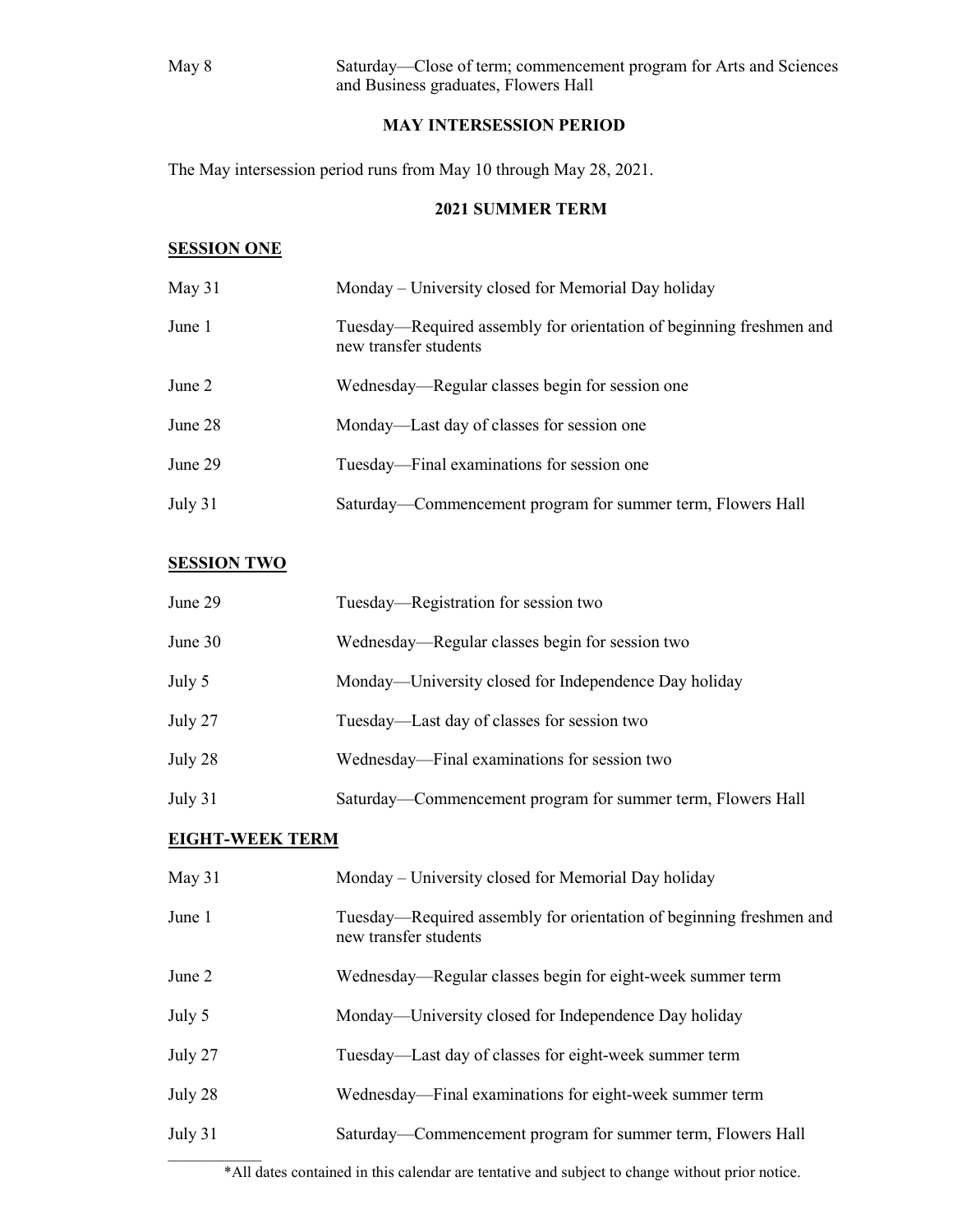| | |
|---|---|
| May 8 | Saturday—Close of term; commencement program for Arts and Sciences and Business graduates, Flowers Hall |

## MAY INTERSESSION PERIOD

The May intersession period runs from May 10 through May 28, 2021.

## 2021 SUMMER TERM

### SESSION ONE

| | |
|---|---|
| May 31 | Monday – University closed for Memorial Day holiday |
| June 1 | Tuesday—Required assembly for orientation of beginning freshmen and new transfer students |
| June 2 | Wednesday—Regular classes begin for session one |
| June 28 | Monday—Last day of classes for session one |
| June 29 | Tuesday—Final examinations for session one |
| July 31 | Saturday—Commencement program for summer term, Flowers Hall |

### SESSION TWO

| | |
|---|---|
| June 29 | Tuesday—Registration for session two |
| June 30 | Wednesday—Regular classes begin for session two |
| July 5 | Monday—University closed for Independence Day holiday |
| July 27 | Tuesday—Last day of classes for session two |
| July 28 | Wednesday—Final examinations for session two |
| July 31 | Saturday—Commencement program for summer term, Flowers Hall |

### EIGHT-WEEK TERM

| | |
|---|---|
| May 31 | Monday – University closed for Memorial Day holiday |
| June 1 | Tuesday—Required assembly for orientation of beginning freshmen and new transfer students |
| June 2 | Wednesday—Regular classes begin for eight-week summer term |
| July 5 | Monday—University closed for Independence Day holiday |
| July 27 | Tuesday—Last day of classes for eight-week summer term |
| July 28 | Wednesday—Final examinations for eight-week summer term |
| July 31 | Saturday—Commencement program for summer term, Flowers Hall |

---

*All dates contained in this calendar are tentative and subject to change without prior notice.